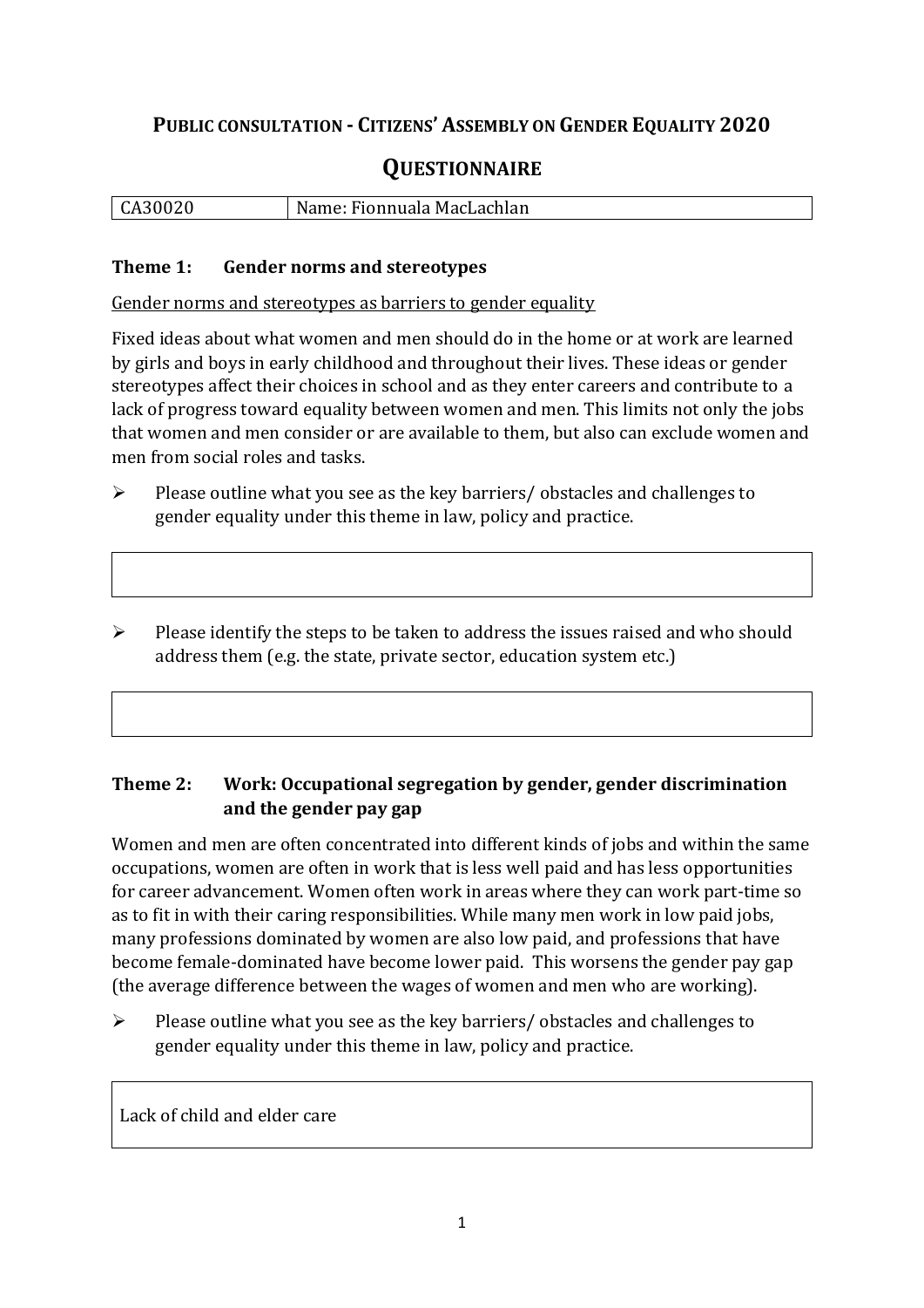# **PUBLIC CONSULTATION - CITIZENS' ASSEMBLY ON GENDER EQUALITY 2020**

## **QUESTIONNAIRE**

| CA30020 | Name: Fionnuala MacLachlan |
|---|---|

### **Theme 1: Gender norms and stereotypes**

Gender norms and stereotypes as barriers to gender equality

Fixed ideas about what women and men should do in the home or at work are learned by girls and boys in early childhood and throughout their lives. These ideas or gender stereotypes affect their choices in school and as they enter careers and contribute to a lack of progress toward equality between women and men. This limits not only the jobs that women and men consider or are available to them, but also can exclude women and men from social roles and tasks.

- Please outline what you see as the key barriers/ obstacles and challenges to gender equality under this theme in law, policy and practice.

- Please identify the steps to be taken to address the issues raised and who should address them (e.g. the state, private sector, education system etc.)

### **Theme 2: Work: Occupational segregation by gender, gender discrimination and the gender pay gap**

Women and men are often concentrated into different kinds of jobs and within the same occupations, women are often in work that is less well paid and has less opportunities for career advancement. Women often work in areas where they can work part-time so as to fit in with their caring responsibilities. While many men work in low paid jobs, many professions dominated by women are also low paid, and professions that have become female-dominated have become lower paid. This worsens the gender pay gap (the average difference between the wages of women and men who are working).

- Please outline what you see as the key barriers/ obstacles and challenges to gender equality under this theme in law, policy and practice.

Lack of child and elder care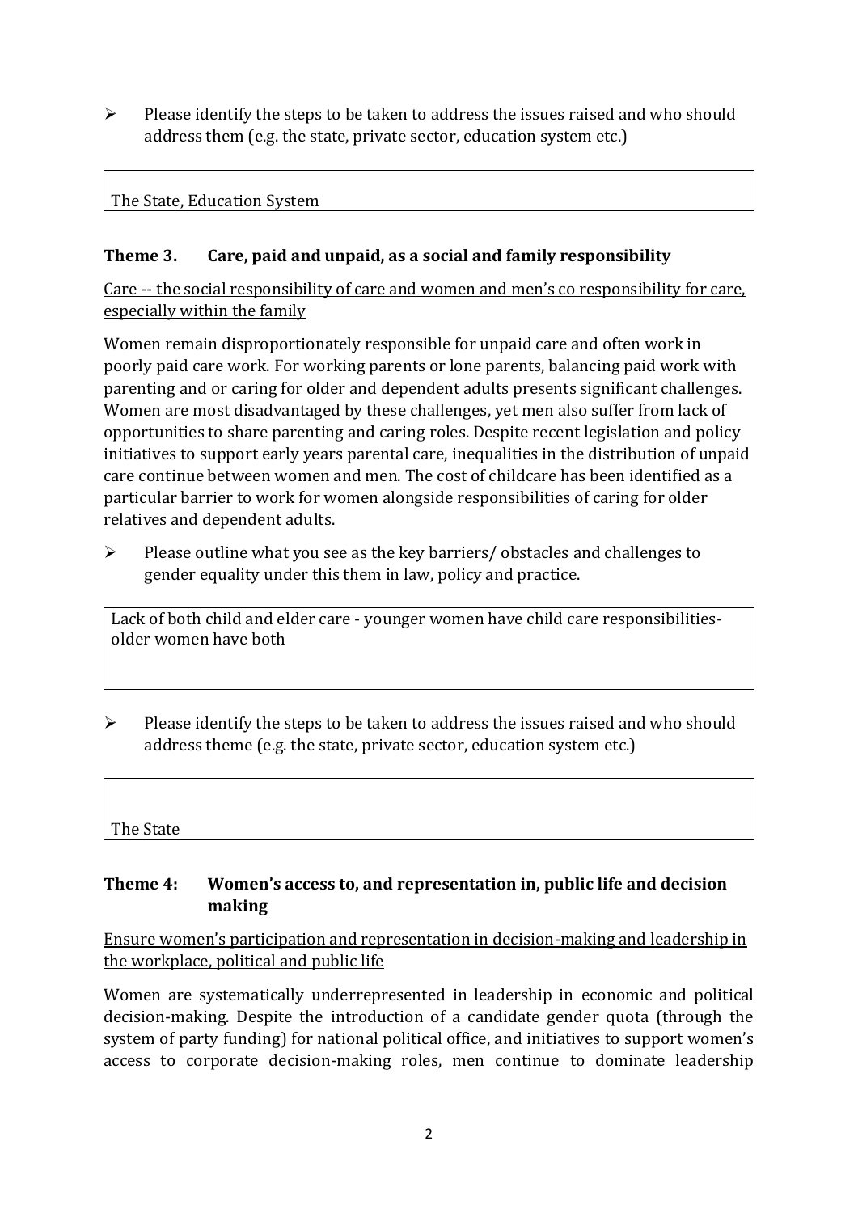- Please identify the steps to be taken to address the issues raised and who should address them (e.g. the state, private sector, education system etc.)

| The State, Education System |
|---|

### Theme 3. Care, paid and unpaid, as a social and family responsibility

Care -- the social responsibility of care and women and men's co responsibility for care, especially within the family

Women remain disproportionately responsible for unpaid care and often work in poorly paid care work. For working parents or lone parents, balancing paid work with parenting and or caring for older and dependent adults presents significant challenges. Women are most disadvantaged by these challenges, yet men also suffer from lack of opportunities to share parenting and caring roles. Despite recent legislation and policy initiatives to support early years parental care, inequalities in the distribution of unpaid care continue between women and men. The cost of childcare has been identified as a particular barrier to work for women alongside responsibilities of caring for older relatives and dependent adults.

- Please outline what you see as the key barriers/ obstacles and challenges to gender equality under this them in law, policy and practice.

| Lack of both child and elder care - younger women have child care responsibilities- older women have both |
|---|

- Please identify the steps to be taken to address the issues raised and who should address theme (e.g. the state, private sector, education system etc.)

| The State |
|---|

### Theme 4: Women's access to, and representation in, public life and decision making

Ensure women's participation and representation in decision-making and leadership in the workplace, political and public life

Women are systematically underrepresented in leadership in economic and political decision-making. Despite the introduction of a candidate gender quota (through the system of party funding) for national political office, and initiatives to support women's access to corporate decision-making roles, men continue to dominate leadership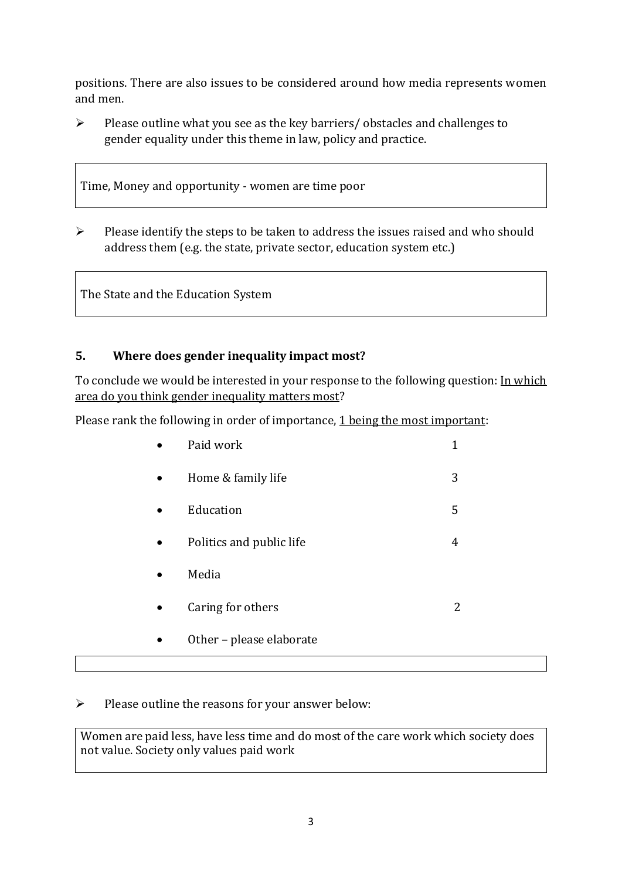positions. There are also issues to be considered around how media represents women and men.

- Please outline what you see as the key barriers/ obstacles and challenges to gender equality under this theme in law, policy and practice.

> Time, Money and opportunity - women are time poor

- Please identify the steps to be taken to address the issues raised and who should address them (e.g. the state, private sector, education system etc.)

> The State and the Education System

## 5. Where does gender inequality impact most?

To conclude we would be interested in your response to the following question: In which area do you think gender inequality matters most?

Please rank the following in order of importance, 1 being the most important:

| | |
|---|---|
| Paid work | 1 |
| Home & family life | 3 |
| Education | 5 |
| Politics and public life | 4 |
| Media | |
| Caring for others | 2 |
| Other – please elaborate | |

- Please outline the reasons for your answer below:

> Women are paid less, have less time and do most of the care work which society does not value. Society only values paid work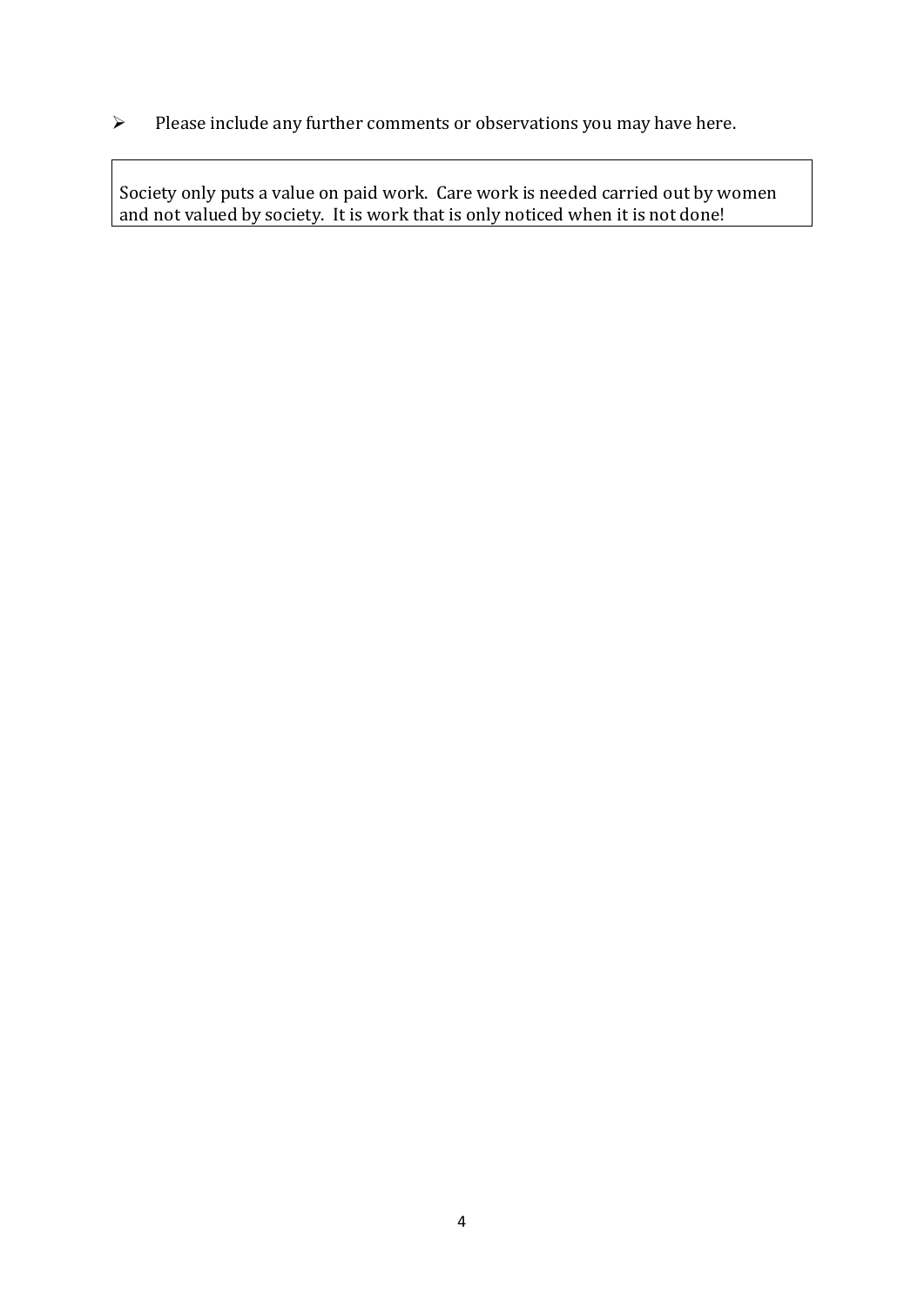- Please include any further comments or observations you may have here.

| Society only puts a value on paid work. Care work is needed carried out by women and not valued by society. It is work that is only noticed when it is not done! |
|---|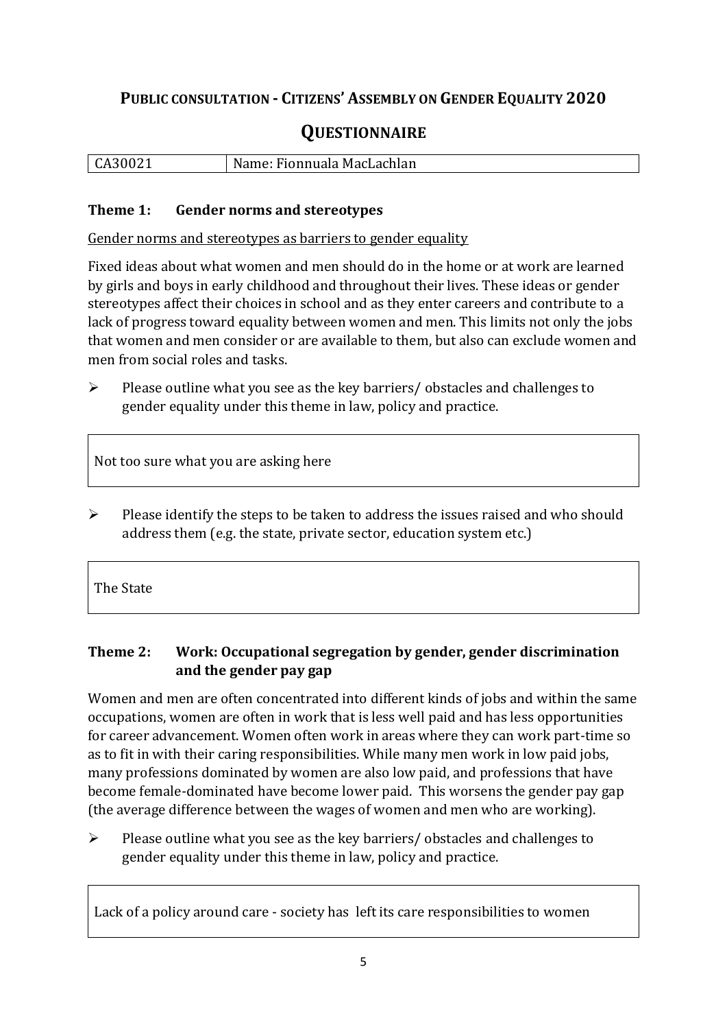## Public consultation - Citizens' Assembly on Gender Equality 2020

## Questionnaire

| CA30021 | Name: Fionnuala MacLachlan |
|---|---|

### Theme 1: Gender norms and stereotypes

Gender norms and stereotypes as barriers to gender equality

Fixed ideas about what women and men should do in the home or at work are learned by girls and boys in early childhood and throughout their lives. These ideas or gender stereotypes affect their choices in school and as they enter careers and contribute to a lack of progress toward equality between women and men. This limits not only the jobs that women and men consider or are available to them, but also can exclude women and men from social roles and tasks.

- Please outline what you see as the key barriers/ obstacles and challenges to gender equality under this theme in law, policy and practice.

Not too sure what you are asking here

- Please identify the steps to be taken to address the issues raised and who should address them (e.g. the state, private sector, education system etc.)

The State

### Theme 2: Work: Occupational segregation by gender, gender discrimination and the gender pay gap

Women and men are often concentrated into different kinds of jobs and within the same occupations, women are often in work that is less well paid and has less opportunities for career advancement. Women often work in areas where they can work part-time so as to fit in with their caring responsibilities. While many men work in low paid jobs, many professions dominated by women are also low paid, and professions that have become female-dominated have become lower paid. This worsens the gender pay gap (the average difference between the wages of women and men who are working).

- Please outline what you see as the key barriers/ obstacles and challenges to gender equality under this theme in law, policy and practice.

Lack of a policy around care - society has left its care responsibilities to women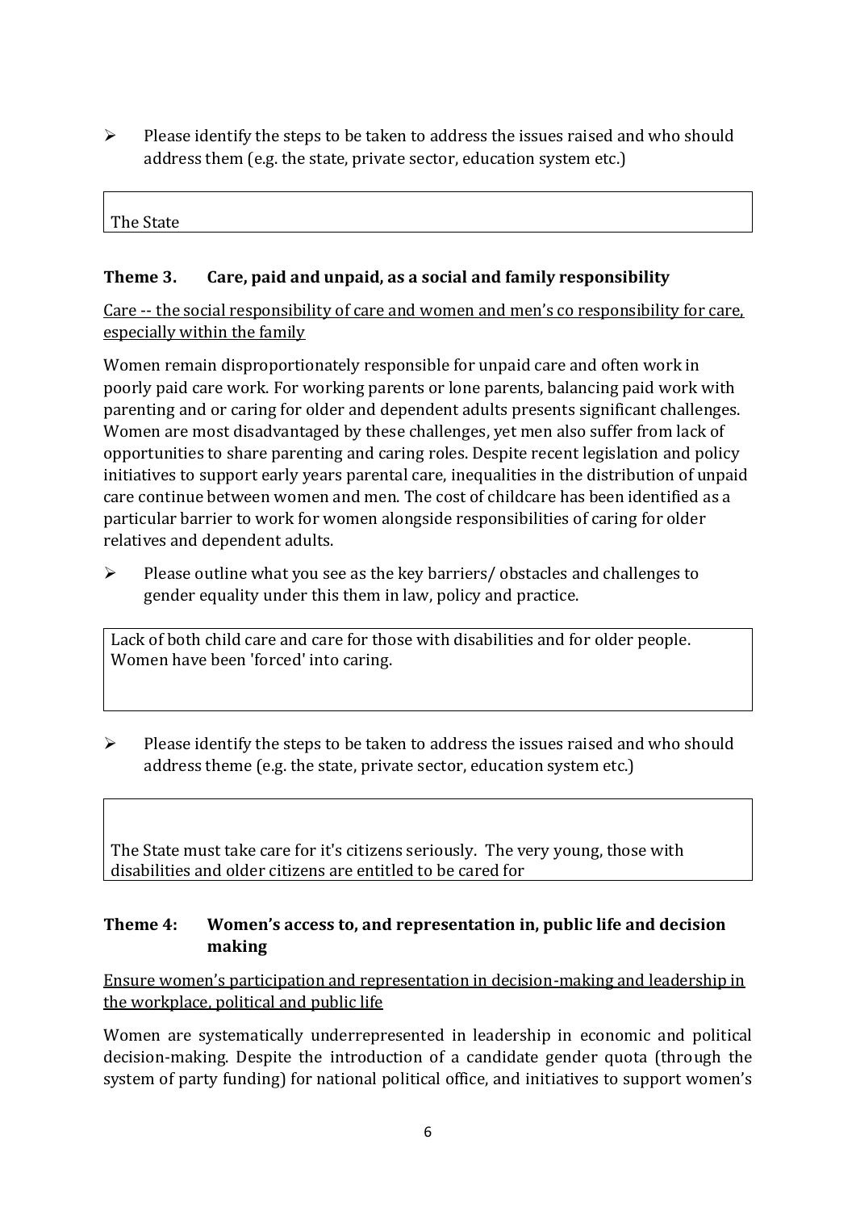- Please identify the steps to be taken to address the issues raised and who should address them (e.g. the state, private sector, education system etc.)

| The State |
|---|

### Theme 3. Care, paid and unpaid, as a social and family responsibility

Care -- the social responsibility of care and women and men's co responsibility for care, especially within the family

Women remain disproportionately responsible for unpaid care and often work in poorly paid care work. For working parents or lone parents, balancing paid work with parenting and or caring for older and dependent adults presents significant challenges. Women are most disadvantaged by these challenges, yet men also suffer from lack of opportunities to share parenting and caring roles. Despite recent legislation and policy initiatives to support early years parental care, inequalities in the distribution of unpaid care continue between women and men. The cost of childcare has been identified as a particular barrier to work for women alongside responsibilities of caring for older relatives and dependent adults.

- Please outline what you see as the key barriers/ obstacles and challenges to gender equality under this them in law, policy and practice.

| Lack of both child care and care for those with disabilities and for older people. Women have been 'forced' into caring. |
|---|

- Please identify the steps to be taken to address the issues raised and who should address theme (e.g. the state, private sector, education system etc.)

| The State must take care for it's citizens seriously. The very young, those with disabilities and older citizens are entitled to be cared for |
|---|

### Theme 4: Women's access to, and representation in, public life and decision making

Ensure women's participation and representation in decision-making and leadership in the workplace, political and public life

Women are systematically underrepresented in leadership in economic and political decision-making. Despite the introduction of a candidate gender quota (through the system of party funding) for national political office, and initiatives to support women's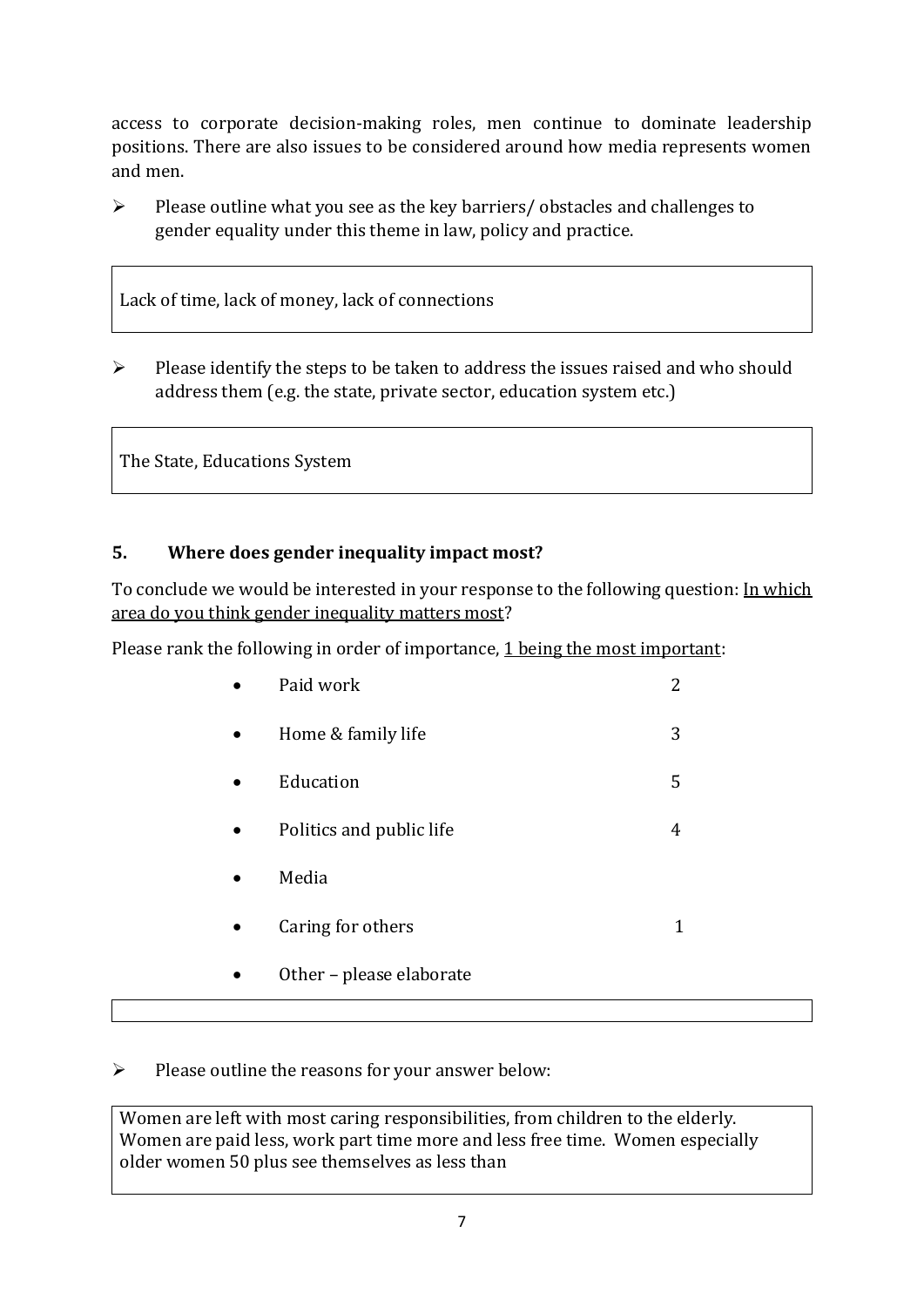access to corporate decision-making roles, men continue to dominate leadership positions. There are also issues to be considered around how media represents women and men.

- Please outline what you see as the key barriers/ obstacles and challenges to gender equality under this theme in law, policy and practice.

Lack of time, lack of money, lack of connections

- Please identify the steps to be taken to address the issues raised and who should address them (e.g. the state, private sector, education system etc.)

The State, Educations System

## 5. Where does gender inequality impact most?

To conclude we would be interested in your response to the following question: In which area do you think gender inequality matters most?

Please rank the following in order of importance, 1 being the most important:

| Area | Rank |
|---|---|
| Paid work | 2 |
| Home & family life | 3 |
| Education | 5 |
| Politics and public life | 4 |
| Media | |
| Caring for others | 1 |
| Other – please elaborate | |

- Please outline the reasons for your answer below:

Women are left with most caring responsibilities, from children to the elderly. Women are paid less, work part time more and less free time. Women especially older women 50 plus see themselves as less than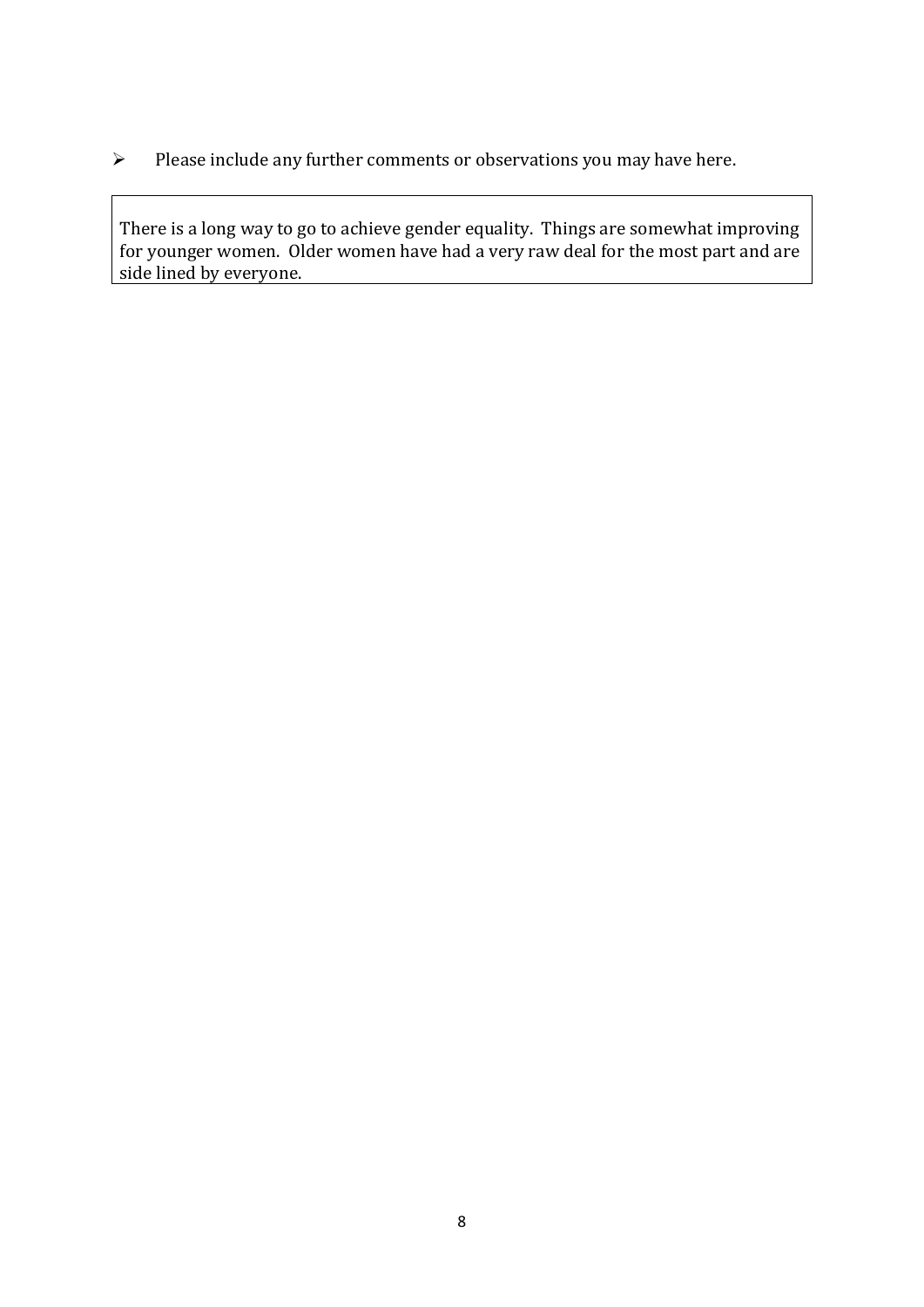- Please include any further comments or observations you may have here.

There is a long way to go to achieve gender equality. Things are somewhat improving for younger women. Older women have had a very raw deal for the most part and are side lined by everyone.